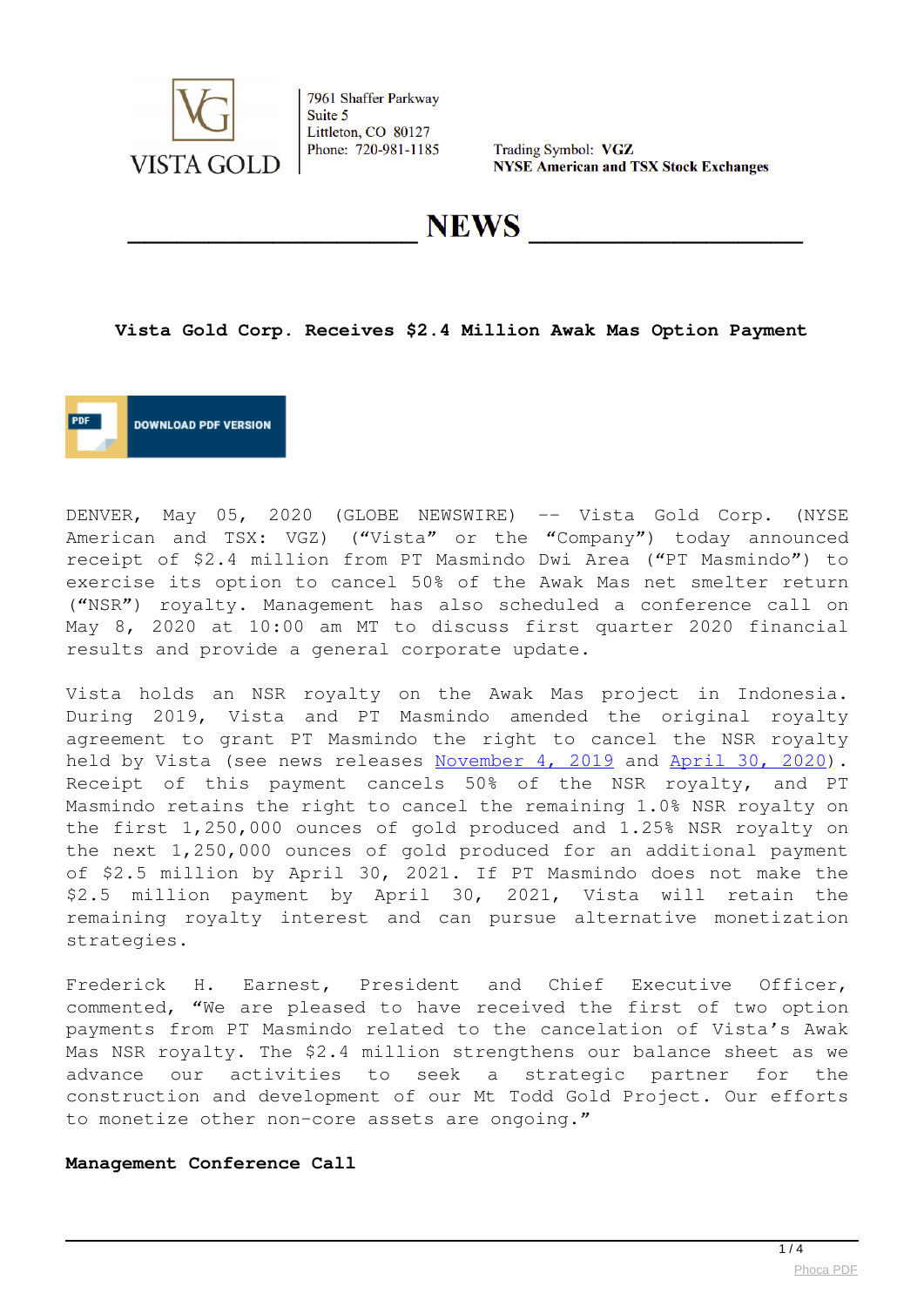VISTA GOLD

7961 Shaffer Parkway
Suite 5
Littleton, CO 80127
Phone: 720-981-1185

Trading Symbol: **VGZ**
**NYSE American and TSX Stock Exchanges**

# NEWS

## Vista Gold Corp. Receives $2.4 Million Awak Mas Option Payment

DOWNLOAD PDF VERSION

DENVER, May 05, 2020 (GLOBE NEWSWIRE) -- Vista Gold Corp. (NYSE American and TSX: VGZ) ("Vista" or the "Company") today announced receipt of $2.4 million from PT Masmindo Dwi Area ("PT Masmindo") to exercise its option to cancel 50% of the Awak Mas net smelter return ("NSR") royalty. Management has also scheduled a conference call on May 8, 2020 at 10:00 am MT to discuss first quarter 2020 financial results and provide a general corporate update.

Vista holds an NSR royalty on the Awak Mas project in Indonesia. During 2019, Vista and PT Masmindo amended the original royalty agreement to grant PT Masmindo the right to cancel the NSR royalty held by Vista (see news releases November 4, 2019 and April 30, 2020). Receipt of this payment cancels 50% of the NSR royalty, and PT Masmindo retains the right to cancel the remaining 1.0% NSR royalty on the first 1,250,000 ounces of gold produced and 1.25% NSR royalty on the next 1,250,000 ounces of gold produced for an additional payment of $2.5 million by April 30, 2021. If PT Masmindo does not make the $2.5 million payment by April 30, 2021, Vista will retain the remaining royalty interest and can pursue alternative monetization strategies.

Frederick H. Earnest, President and Chief Executive Officer, commented, "We are pleased to have received the first of two option payments from PT Masmindo related to the cancelation of Vista's Awak Mas NSR royalty. The $2.4 million strengthens our balance sheet as we advance our activities to seek a strategic partner for the construction and development of our Mt Todd Gold Project. Our efforts to monetize other non-core assets are ongoing."

**Management Conference Call**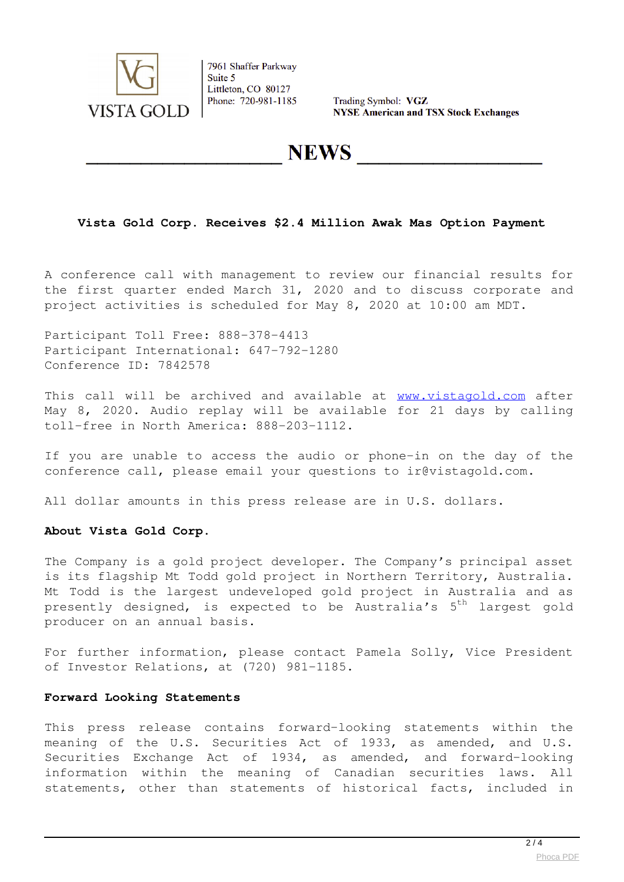7961 Shaffer Parkway
Suite 5
Littleton, CO 80127
Phone: 720-981-1185

Trading Symbol: **VGZ**
**NYSE American and TSX Stock Exchanges**

# NEWS

**Vista Gold Corp. Receives $2.4 Million Awak Mas Option Payment**

A conference call with management to review our financial results for the first quarter ended March 31, 2020 and to discuss corporate and project activities is scheduled for May 8, 2020 at 10:00 am MDT.

Participant Toll Free: 888-378-4413
Participant International: 647-792-1280
Conference ID: 7842578

This call will be archived and available at [www.vistagold.com](http://www.vistagold.com) after May 8, 2020. Audio replay will be available for 21 days by calling toll-free in North America: 888-203-1112.

If you are unable to access the audio or phone-in on the day of the conference call, please email your questions to ir@vistagold.com.

All dollar amounts in this press release are in U.S. dollars.

**About Vista Gold Corp.**

The Company is a gold project developer. The Company's principal asset is its flagship Mt Todd gold project in Northern Territory, Australia. Mt Todd is the largest undeveloped gold project in Australia and as presently designed, is expected to be Australia's 5th largest gold producer on an annual basis.

For further information, please contact Pamela Solly, Vice President of Investor Relations, at (720) 981-1185.

**Forward Looking Statements**

This press release contains forward-looking statements within the meaning of the U.S. Securities Act of 1933, as amended, and U.S. Securities Exchange Act of 1934, as amended, and forward-looking information within the meaning of Canadian securities laws. All statements, other than statements of historical facts, included in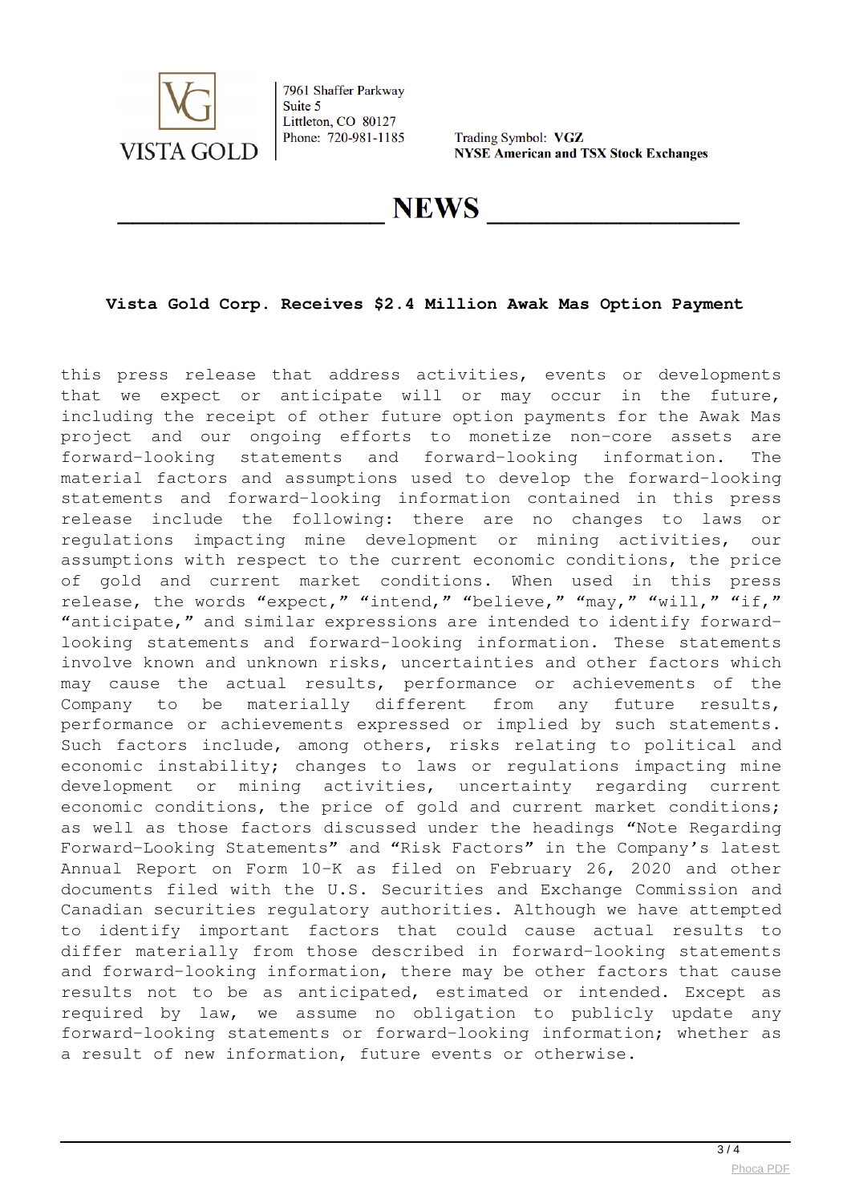# Vista Gold Corp. Receives $2.4 Million Awak Mas Option Payment

this press release that address activities, events or developments that we expect or anticipate will or may occur in the future, including the receipt of other future option payments for the Awak Mas project and our ongoing efforts to monetize non-core assets are forward-looking statements and forward-looking information. The material factors and assumptions used to develop the forward-looking statements and forward-looking information contained in this press release include the following: there are no changes to laws or regulations impacting mine development or mining activities, our assumptions with respect to the current economic conditions, the price of gold and current market conditions. When used in this press release, the words “expect,” “intend,” “believe,” “may,” “will,” “if,” “anticipate,” and similar expressions are intended to identify forward-looking statements and forward-looking information. These statements involve known and unknown risks, uncertainties and other factors which may cause the actual results, performance or achievements of the Company to be materially different from any future results, performance or achievements expressed or implied by such statements. Such factors include, among others, risks relating to political and economic instability; changes to laws or regulations impacting mine development or mining activities, uncertainty regarding current economic conditions, the price of gold and current market conditions; as well as those factors discussed under the headings “Note Regarding Forward-Looking Statements” and “Risk Factors” in the Company’s latest Annual Report on Form 10-K as filed on February 26, 2020 and other documents filed with the U.S. Securities and Exchange Commission and Canadian securities regulatory authorities. Although we have attempted to identify important factors that could cause actual results to differ materially from those described in forward-looking statements and forward-looking information, there may be other factors that cause results not to be as anticipated, estimated or intended. Except as required by law, we assume no obligation to publicly update any forward-looking statements or forward-looking information; whether as a result of new information, future events or otherwise.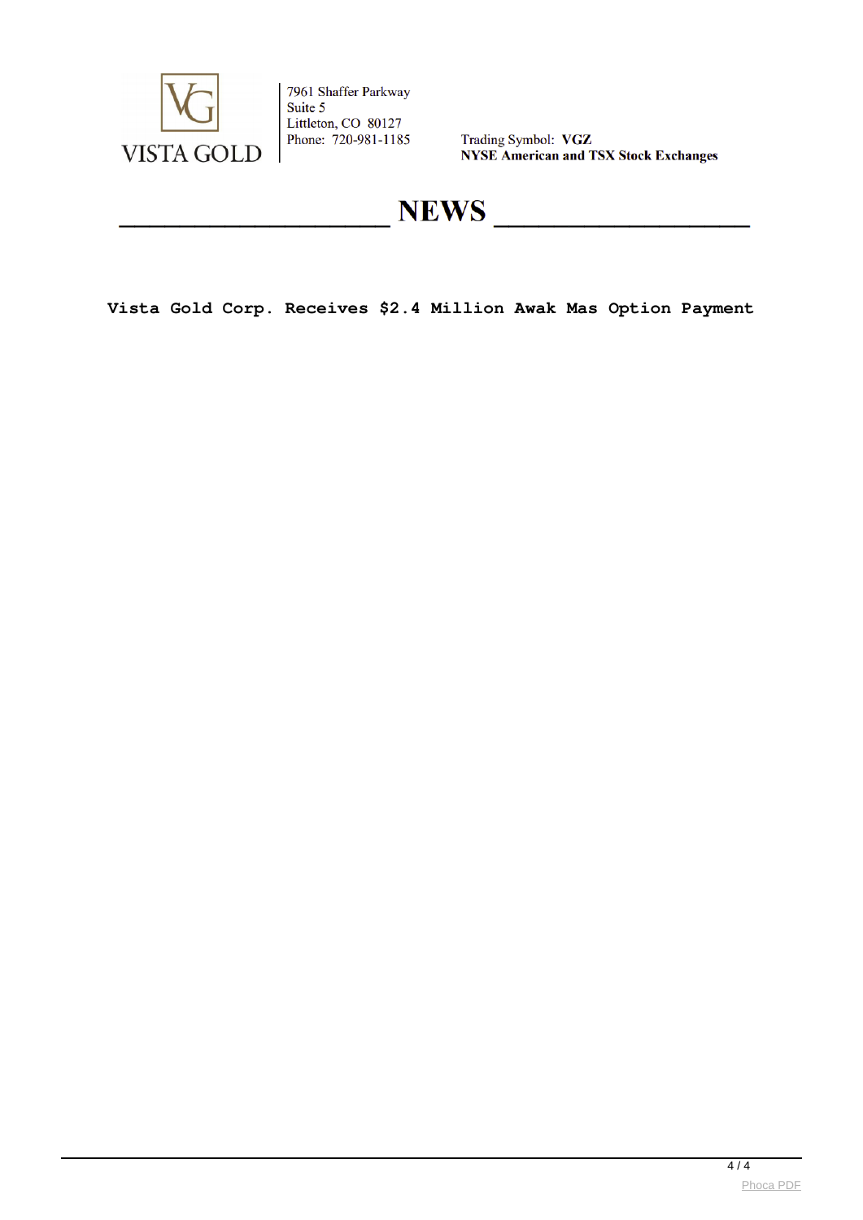VISTA GOLD

7961 Shaffer Parkway
Suite 5
Littleton, CO 80127
Phone: 720-981-1185

Trading Symbol: **VGZ**
**NYSE American and TSX Stock Exchanges**

# NEWS

**Vista Gold Corp. Receives $2.4 Million Awak Mas Option Payment**